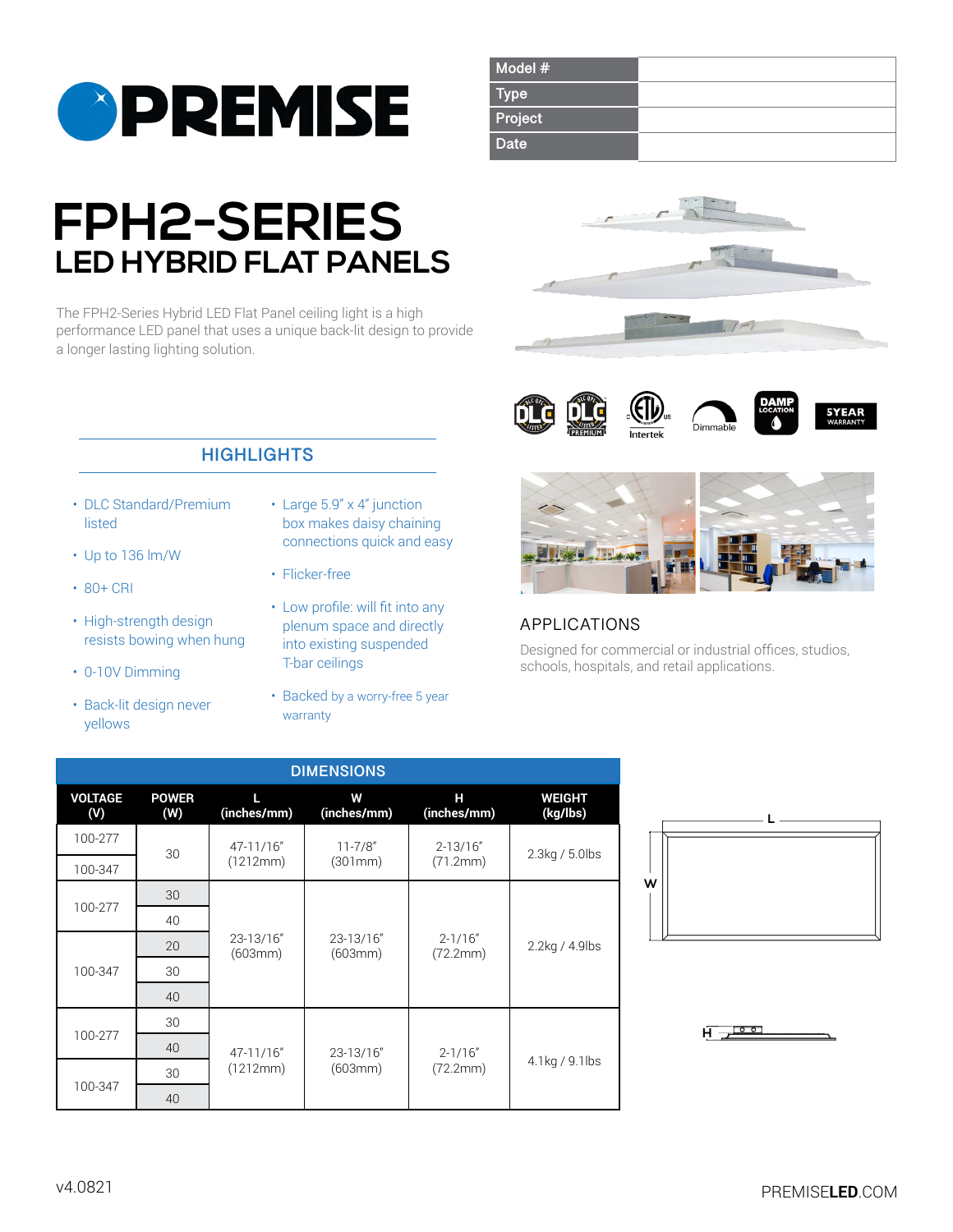# PREMISE

| Model # | |
|---|---|
| Type | |
| Project | |
| Date | |

# FPH2-SERIES
## LED HYBRID FLAT PANELS

The FPH2-Series Hybrid LED Flat Panel ceiling light is a high performance LED panel that uses a unique back-lit design to provide a longer lasting lighting solution.

DLC · DLC Premium · Intertek · Dimmable · DAMP LOCATION · 5YEAR WARRANTY

## HIGHLIGHTS

- DLC Standard/Premium listed
- Up to 136 lm/W
- 80+ CRI
- High-strength design resists bowing when hung
- 0-10V Dimming
- Back-lit design never yellows
- Large 5.9" x 4" junction box makes daisy chaining connections quick and easy
- Flicker-free
- Low profile: will fit into any plenum space and directly into existing suspended T-bar ceilings
- Backed by a worry-free 5 year warranty

## APPLICATIONS

Designed for commercial or industrial offices, studios, schools, hospitals, and retail applications.

## DIMENSIONS

| VOLTAGE (V) | POWER (W) | L (inches/mm) | W (inches/mm) | H (inches/mm) | WEIGHT (kg/lbs) |
|---|---|---|---|---|---|
| 100-277 | 30 | 47-11/16" (1212mm) | 11-7/8" (301mm) | 2-13/16" (71.2mm) | 2.3kg / 5.0lbs |
| 100-347 | | | | | |
| 100-277 | 30 | 23-13/16" (603mm) | 23-13/16" (603mm) | 2-1/16" (72.2mm) | 2.2kg / 4.9lbs |
| | 40 | | | | |
| 100-347 | 20 | | | | |
| | 30 | | | | |
| | 40 | | | | |
| 100-277 | 30 | 47-11/16" (1212mm) | 23-13/16" (603mm) | 2-1/16" (72.2mm) | 4.1kg / 9.1lbs |
| | 40 | | | | |
| 100-347 | 30 | | | | |
| | 40 | | | | |

L

W

H

v4.0821

PREMISELED.COM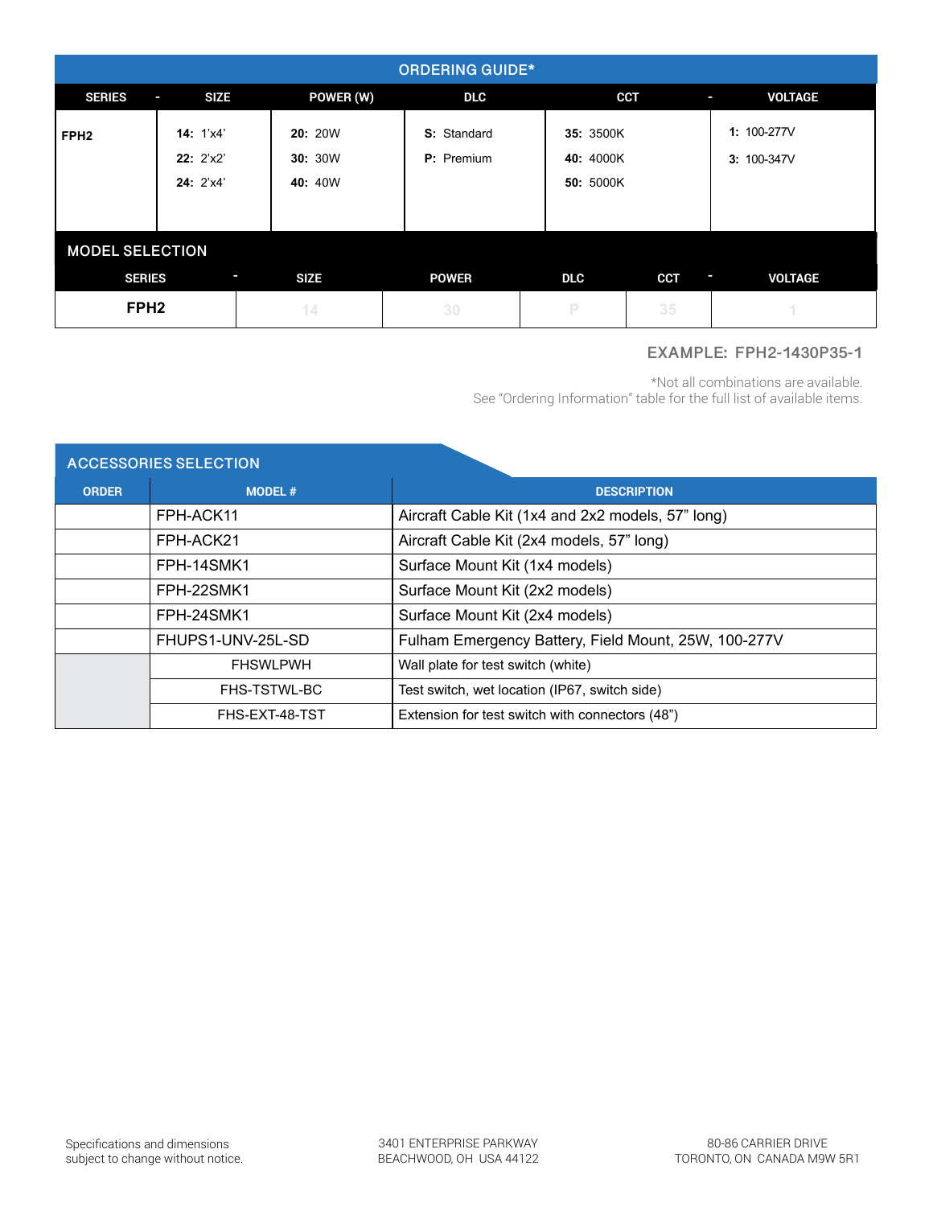## ORDERING GUIDE*

| SERIES | - | SIZE | POWER (W) | DLC | CCT | - | VOLTAGE |
|---|---|---|---|---|---|---|---|
| FPH2 | | **14:** 1'x4'<br>**22:** 2'x2'<br>**24:** 2'x4' | **20:** 20W<br>**30:** 30W<br>**40:** 40W | **S:** Standard<br>**P:** Premium | **35:** 3500K<br>**40:** 4000K<br>**50:** 5000K | | **1:** 100-277V<br>**3:** 100-347V |

## MODEL SELECTION

| SERIES | - | SIZE | POWER | DLC | CCT | - | VOLTAGE |
|---|---|---|---|---|---|---|---|
| **FPH2** | | 14 | 30 | P | 35 | | 1 |

**EXAMPLE: FPH2-1430P35-1**

*Not all combinations are available.
See "Ordering Information" table for the full list of available items.

## ACCESSORIES SELECTION

| ORDER | MODEL # | DESCRIPTION |
|---|---|---|
| | FPH-ACK11 | Aircraft Cable Kit (1x4 and 2x2 models, 57" long) |
| | FPH-ACK21 | Aircraft Cable Kit (2x4 models, 57" long) |
| | FPH-14SMK1 | Surface Mount Kit (1x4 models) |
| | FPH-22SMK1 | Surface Mount Kit (2x2 models) |
| | FPH-24SMK1 | Surface Mount Kit (2x4 models) |
| | FHUPS1-UNV-25L-SD | Fulham Emergency Battery, Field Mount, 25W, 100-277V |
| | FHSWLPWH | Wall plate for test switch (white) |
| | FHS-TSTWL-BC | Test switch, wet location (IP67, switch side) |
| | FHS-EXT-48-TST | Extension for test switch with connectors (48") |

Specifications and dimensions subject to change without notice.

3401 ENTERPRISE PARKWAY
BEACHWOOD, OH USA 44122

80-86 CARRIER DRIVE
TORONTO, ON CANADA M9W 5R1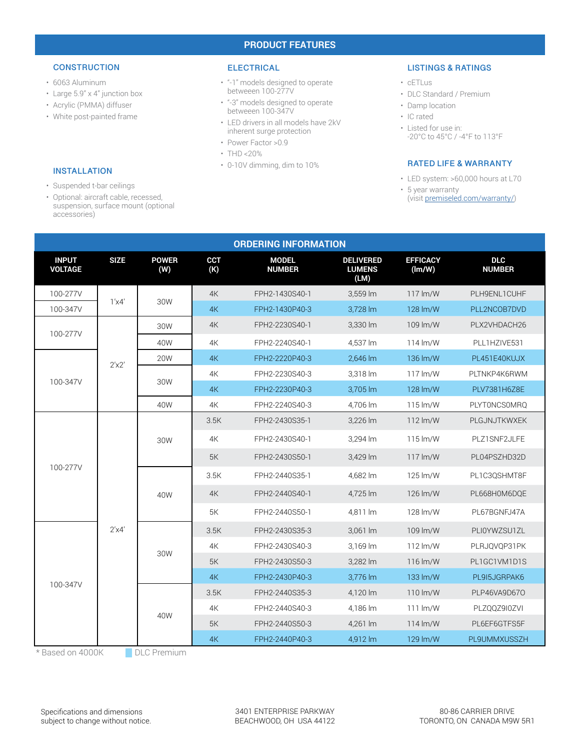## PRODUCT FEATURES

### CONSTRUCTION

- 6063 Aluminum
- Large 5.9" x 4" junction box
- Acrylic (PMMA) diffuser
- White post-painted frame

### INSTALLATION

- Suspended t-bar ceilings
- Optional: aircraft cable, recessed, suspension, surface mount (optional accessories)

### ELECTRICAL

- "-1" models designed to operate betweeen 100-277V
- "-3" models designed to operate betweeen 100-347V
- LED drivers in all models have 2kV inherent surge protection
- Power Factor >0.9
- THD <20%
- 0-10V dimming, dim to 10%

### LISTINGS & RATINGS

- cETLus
- DLC Standard / Premium
- Damp location
- IC rated
- Listed for use in: -20°C to 45°C / -4°F to 113°F

### RATED LIFE & WARRANTY

- LED system: >60,000 hours at L70
- 5 year warranty (visit premiseled.com/warranty/)

## ORDERING INFORMATION

| INPUT VOLTAGE | SIZE | POWER (W) | CCT (K) | MODEL NUMBER | DELIVERED LUMENS (LM) | EFFICACY (lm/W) | DLC NUMBER |
|---|---|---|---|---|---|---|---|
| 100-277V | 1'x4' | 30W | 4K | FPH2-1430S40-1 | 3,559 lm | 117 lm/W | PLH9ENL1CUHF |
| 100-347V | | | 4K | FPH2-1430P40-3 | 3,728 lm | 128 lm/W | PLL2NCOB7DVD |
| 100-277V | 2'x2' | 30W | 4K | FPH2-2230S40-1 | 3,330 lm | 109 lm/W | PLX2VHDACH26 |
| | | 40W | 4K | FPH2-2240S40-1 | 4,537 lm | 114 lm/W | PLL1HZIVE531 |
| 100-347V | | 20W | 4K | FPH2-2220P40-3 | 2,646 lm | 136 lm/W | PL451E40KUJX |
| | | 30W | 4K | FPH2-2230S40-3 | 3,318 lm | 117 lm/W | PLTNKP4K6RWM |
| | | | 4K | FPH2-2230P40-3 | 3,705 lm | 128 lm/W | PLV7381H6Z8E |
| | | 40W | 4K | FPH2-2240S40-3 | 4,706 lm | 115 lm/W | PLYTONCSOMRQ |
| 100-277V | 2'x4' | 30W | 3.5K | FPH2-2430S35-1 | 3,226 lm | 112 lm/W | PLGJNJTKWXEK |
| | | | 4K | FPH2-2430S40-1 | 3,294 lm | 115 lm/W | PLZ1SNF2JLFE |
| | | | 5K | FPH2-2430S50-1 | 3,429 lm | 117 lm/W | PL04PSZHD32D |
| | | 40W | 3.5K | FPH2-2440S35-1 | 4,682 lm | 125 lm/W | PL1C3QSHMT8F |
| | | | 4K | FPH2-2440S40-1 | 4,725 lm | 126 lm/W | PL668H0M6DQE |
| | | | 5K | FPH2-2440S50-1 | 4,811 lm | 128 lm/W | PL67BGNFJ47A |
| 100-347V | | 30W | 3.5K | FPH2-2430S35-3 | 3,061 lm | 109 lm/W | PLIOYWZSU1ZL |
| | | | 4K | FPH2-2430S40-3 | 3,169 lm | 112 lm/W | PLRJQVQP31PK |
| | | | 5K | FPH2-2430S50-3 | 3,282 lm | 116 lm/W | PL1GC1VM1D1S |
| | | | 4K | FPH2-2430P40-3 | 3,776 lm | 133 lm/W | PL9I5JGRPAK6 |
| | | 40W | 3.5K | FPH2-2440S35-3 | 4,120 lm | 110 lm/W | PLP46VA9D67O |
| | | | 4K | FPH2-2440S40-3 | 4,186 lm | 111 lm/W | PLZQQZ9I0ZVI |
| | | | 5K | FPH2-2440S50-3 | 4,261 lm | 114 lm/W | PL6EF6GTFS5F |
| | | | 4K | FPH2-2440P40-3 | 4,912 lm | 129 lm/W | PL9UMMXUSSZH |

* Based on 4000K

DLC Premium

Specifications and dimensions subject to change without notice.

3401 ENTERPRISE PARKWAY
BEACHWOOD, OH USA 44122

80-86 CARRIER DRIVE
TORONTO, ON CANADA M9W 5R1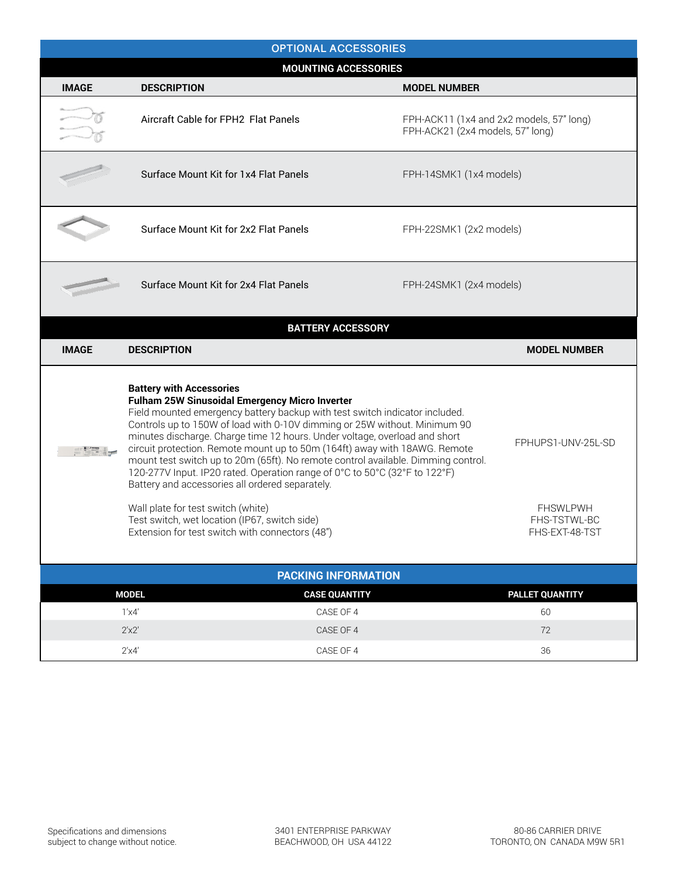## OPTIONAL ACCESSORIES

### MOUNTING ACCESSORIES

| IMAGE | DESCRIPTION | MODEL NUMBER |
|---|---|---|
| | Aircraft Cable for FPH2 Flat Panels | FPH-ACK11 (1x4 and 2x2 models, 57" long)<br>FPH-ACK21 (2x4 models, 57" long) |
| | Surface Mount Kit for 1x4 Flat Panels | FPH-14SMK1 (1x4 models) |
| | Surface Mount Kit for 2x2 Flat Panels | FPH-22SMK1 (2x2 models) |
| | Surface Mount Kit for 2x4 Flat Panels | FPH-24SMK1 (2x4 models) |

### BATTERY ACCESSORY

| IMAGE | DESCRIPTION | MODEL NUMBER |
|---|---|---|
| | **Battery with Accessories**<br>**Fulham 25W Sinusoidal Emergency Micro Inverter**<br>Field mounted emergency battery backup with test switch indicator included. Controls up to 150W of load with 0-10V dimming or 25W without. Minimum 90 minutes discharge. Charge time 12 hours. Under voltage, overload and short circuit protection. Remote mount up to 50m (164ft) away with 18AWG. Remote mount test switch up to 20m (65ft). No remote control available. Dimming control. 120-277V Input. IP20 rated. Operation range of 0°C to 50°C (32°F to 122°F) Battery and accessories all ordered separately. | FPHUPS1-UNV-25L-SD |
| | Wall plate for test switch (white)<br>Test switch, wet location (IP67, switch side)<br>Extension for test switch with connectors (48") | FHSWLPWH<br>FHS-TSTWL-BC<br>FHS-EXT-48-TST |

## PACKING INFORMATION

| MODEL | CASE QUANTITY | PALLET QUANTITY |
|---|---|---|
| 1'x4' | CASE OF 4 | 60 |
| 2'x2' | CASE OF 4 | 72 |
| 2'x4' | CASE OF 4 | 36 |

Specifications and dimensions subject to change without notice.

3401 ENTERPRISE PARKWAY
BEACHWOOD, OH USA 44122

80-86 CARRIER DRIVE
TORONTO, ON CANADA M9W 5R1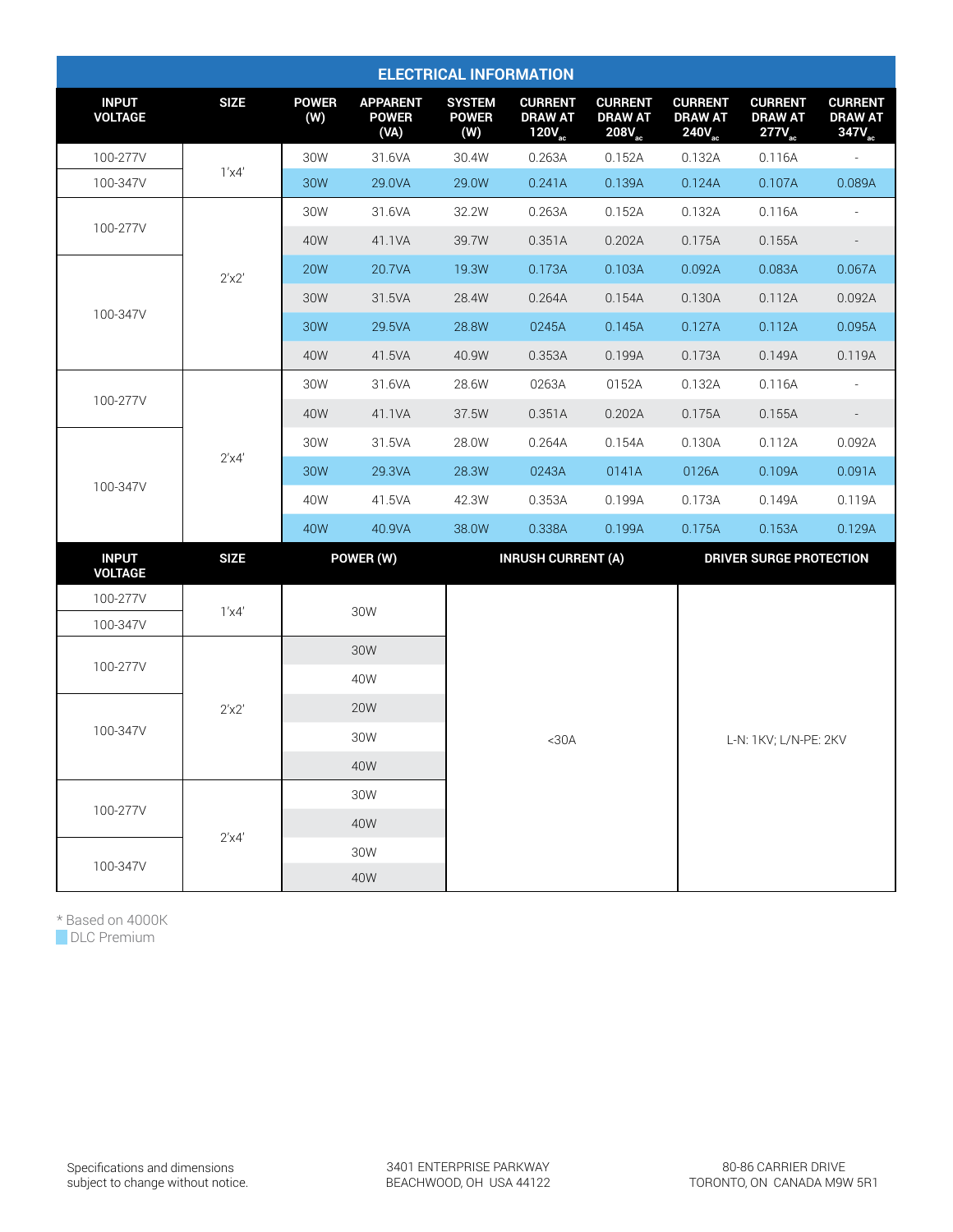## ELECTRICAL INFORMATION

| INPUT VOLTAGE | SIZE | POWER (W) | APPARENT POWER (VA) | SYSTEM POWER (W) | CURRENT DRAW AT $120V_{ac}$ | CURRENT DRAW AT $208V_{ac}$ | CURRENT DRAW AT $240V_{ac}$ | CURRENT DRAW AT $277V_{ac}$ | CURRENT DRAW AT $347V_{ac}$ |
|---|---|---|---|---|---|---|---|---|---|
| 100-277V | 1'x4' | 30W | 31.6VA | 30.4W | 0.263A | 0.152A | 0.132A | 0.116A | - |
| 100-347V | | 30W | 29.0VA | 29.0W | 0.241A | 0.139A | 0.124A | 0.107A | 0.089A |
| 100-277V | 2'x2' | 30W | 31.6VA | 32.2W | 0.263A | 0.152A | 0.132A | 0.116A | - |
| | | 40W | 41.1VA | 39.7W | 0.351A | 0.202A | 0.175A | 0.155A | - |
| 100-347V | | 20W | 20.7VA | 19.3W | 0.173A | 0.103A | 0.092A | 0.083A | 0.067A |
| | | 30W | 31.5VA | 28.4W | 0.264A | 0.154A | 0.130A | 0.112A | 0.092A |
| | | 30W | 29.5VA | 28.8W | 0245A | 0.145A | 0.127A | 0.112A | 0.095A |
| | | 40W | 41.5VA | 40.9W | 0.353A | 0.199A | 0.173A | 0.149A | 0.119A |
| 100-277V | 2'x4' | 30W | 31.6VA | 28.6W | 0263A | 0152A | 0.132A | 0.116A | - |
| | | 40W | 41.1VA | 37.5W | 0.351A | 0.202A | 0.175A | 0.155A | - |
| 100-347V | | 30W | 31.5VA | 28.0W | 0.264A | 0.154A | 0.130A | 0.112A | 0.092A |
| | | 30W | 29.3VA | 28.3W | 0243A | 0141A | 0126A | 0.109A | 0.091A |
| | | 40W | 41.5VA | 42.3W | 0.353A | 0.199A | 0.173A | 0.149A | 0.119A |
| | | 40W | 40.9VA | 38.0W | 0.338A | 0.199A | 0.175A | 0.153A | 0.129A |

| INPUT VOLTAGE | SIZE | POWER (W) | INRUSH CURRENT (A) | DRIVER SURGE PROTECTION |
|---|---|---|---|---|
| 100-277V | 1'x4' | 30W | <30A | L-N: 1KV; L/N-PE: 2KV |
| 100-347V | | | | |
| 100-277V | 2'x2' | 30W | | |
| | | 40W | | |
| 100-347V | | 20W | | |
| | | 30W | | |
| | | 40W | | |
| 100-277V | 2'x4' | 30W | | |
| | | 40W | | |
| 100-347V | | 30W | | |
| | | 40W | | |

* Based on 4000K

DLC Premium

Specifications and dimensions subject to change without notice.

3401 ENTERPRISE PARKWAY
BEACHWOOD, OH USA 44122

80-86 CARRIER DRIVE
TORONTO, ON CANADA M9W 5R1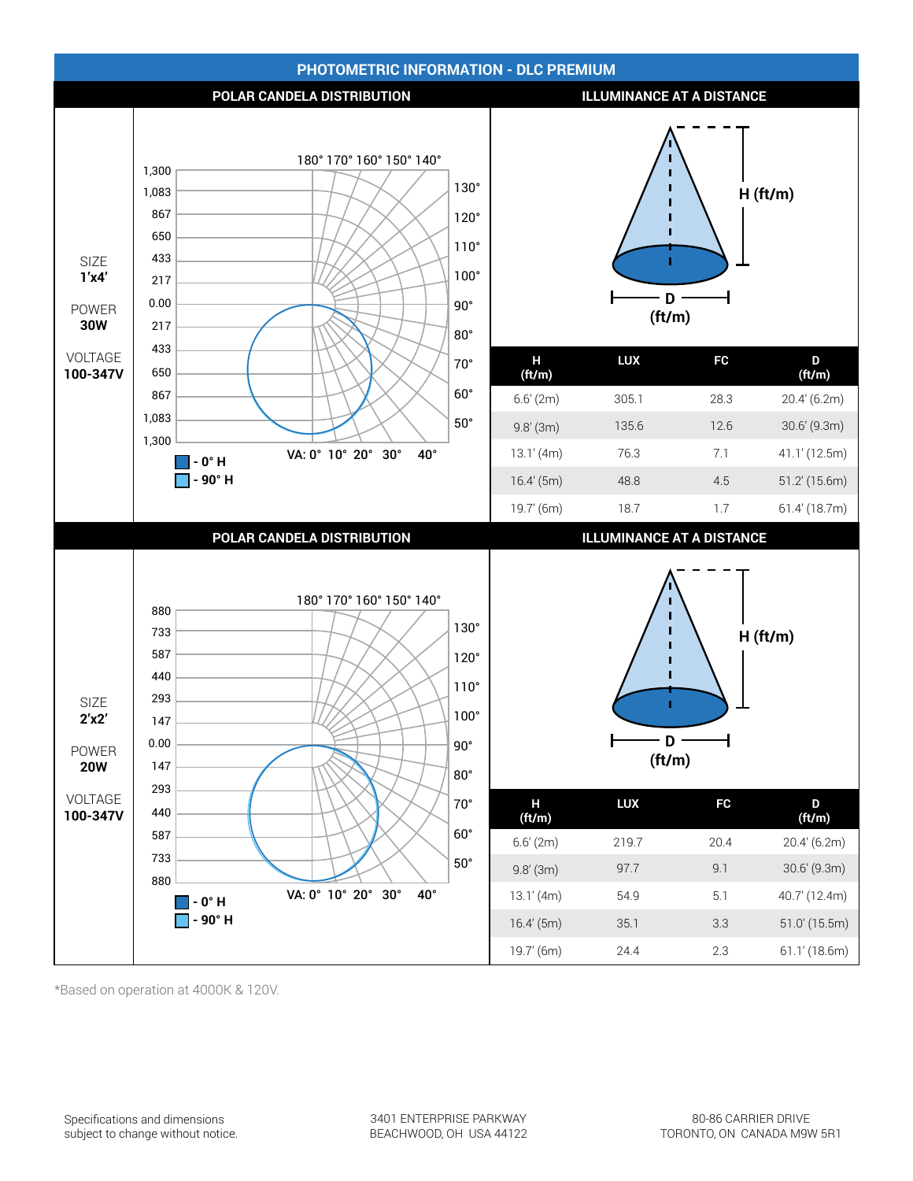## PHOTOMETRIC INFORMATION - DLC PREMIUM

### POLAR CANDELA DISTRIBUTION / ILLUMINANCE AT A DISTANCE

SIZE **1'x4'**

POWER **30W**

VOLTAGE **100-347V**

180° 170° 160° 150° 140° 130° 120° 110° 100° 90° 80° 70° 60° 50°

VA: 0° 10° 20° 30° 40°

1,300 / 1,083 / 867 / 650 / 433 / 217 / 0.00 / 217 / 433 / 650 / 867 / 1,083 / 1,300

- 0° H
- 90° H

H (ft/m)

D (ft/m)

| H (ft/m) | LUX | FC | D (ft/m) |
|---|---|---|---|
| 6.6' (2m) | 305.1 | 28.3 | 20.4' (6.2m) |
| 9.8' (3m) | 135.6 | 12.6 | 30.6' (9.3m) |
| 13.1' (4m) | 76.3 | 7.1 | 41.1' (12.5m) |
| 16.4' (5m) | 48.8 | 4.5 | 51.2' (15.6m) |
| 19.7' (6m) | 18.7 | 1.7 | 61.4' (18.7m) |

### POLAR CANDELA DISTRIBUTION / ILLUMINANCE AT A DISTANCE

SIZE **2'x2'**

POWER **20W**

VOLTAGE **100-347V**

180° 170° 160° 150° 140° 130° 120° 110° 100° 90° 80° 70° 60° 50°

VA: 0° 10° 20° 30° 40°

880 / 733 / 587 / 440 / 293 / 147 / 0.00 / 147 / 293 / 440 / 587 / 733 / 880

- 0° H
- 90° H

H (ft/m)

D (ft/m)

| H (ft/m) | LUX | FC | D (ft/m) |
|---|---|---|---|
| 6.6' (2m) | 219.7 | 20.4 | 20.4' (6.2m) |
| 9.8' (3m) | 97.7 | 9.1 | 30.6' (9.3m) |
| 13.1' (4m) | 54.9 | 5.1 | 40.7' (12.4m) |
| 16.4' (5m) | 35.1 | 3.3 | 51.0' (15.5m) |
| 19.7' (6m) | 24.4 | 2.3 | 61.1' (18.6m) |

*Based on operation at 4000K & 120V.

Specifications and dimensions subject to change without notice.

3401 ENTERPRISE PARKWAY
BEACHWOOD, OH USA 44122

80-86 CARRIER DRIVE
TORONTO, ON CANADA M9W 5R1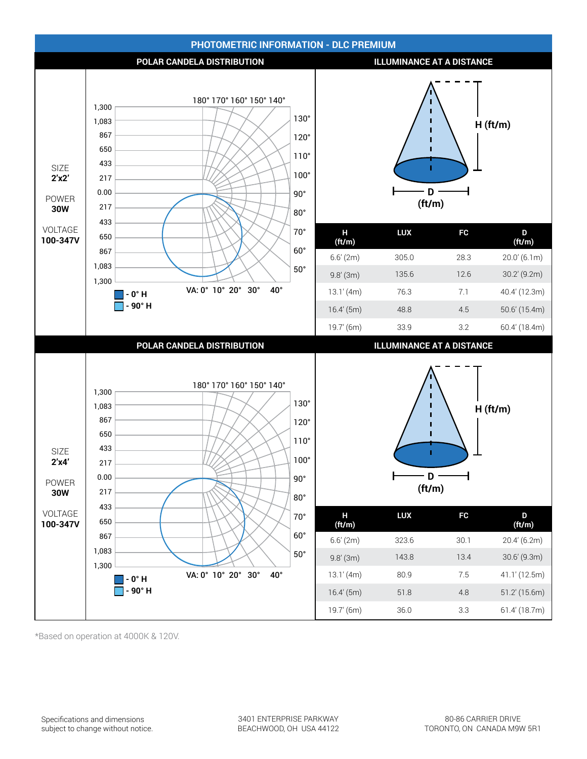## PHOTOMETRIC INFORMATION - DLC PREMIUM

### POLAR CANDELA DISTRIBUTION / ILLUMINANCE AT A DISTANCE

SIZE
**2'x2'**

POWER
**30W**

VOLTAGE
**100-347V**

- 0° H
- 90° H

| H (ft/m) | LUX | FC | D (ft/m) |
|---|---|---|---|
| 6.6' (2m) | 305.0 | 28.3 | 20.0' (6.1m) |
| 9.8' (3m) | 135.6 | 12.6 | 30.2' (9.2m) |
| 13.1' (4m) | 76.3 | 7.1 | 40.4' (12.3m) |
| 16.4' (5m) | 48.8 | 4.5 | 50.6' (15.4m) |
| 19.7' (6m) | 33.9 | 3.2 | 60.4' (18.4m) |

### POLAR CANDELA DISTRIBUTION / ILLUMINANCE AT A DISTANCE

SIZE
**2'x4'**

POWER
**30W**

VOLTAGE
**100-347V**

- 0° H
- 90° H

| H (ft/m) | LUX | FC | D (ft/m) |
|---|---|---|---|
| 6.6' (2m) | 323.6 | 30.1 | 20.4' (6.2m) |
| 9.8' (3m) | 143.8 | 13.4 | 30.6' (9.3m) |
| 13.1' (4m) | 80.9 | 7.5 | 41.1' (12.5m) |
| 16.4' (5m) | 51.8 | 4.8 | 51.2' (15.6m) |
| 19.7' (6m) | 36.0 | 3.3 | 61.4' (18.7m) |

*Based on operation at 4000K & 120V.

Specifications and dimensions subject to change without notice.

3401 ENTERPRISE PARKWAY
BEACHWOOD, OH USA 44122

80-86 CARRIER DRIVE
TORONTO, ON CANADA M9W 5R1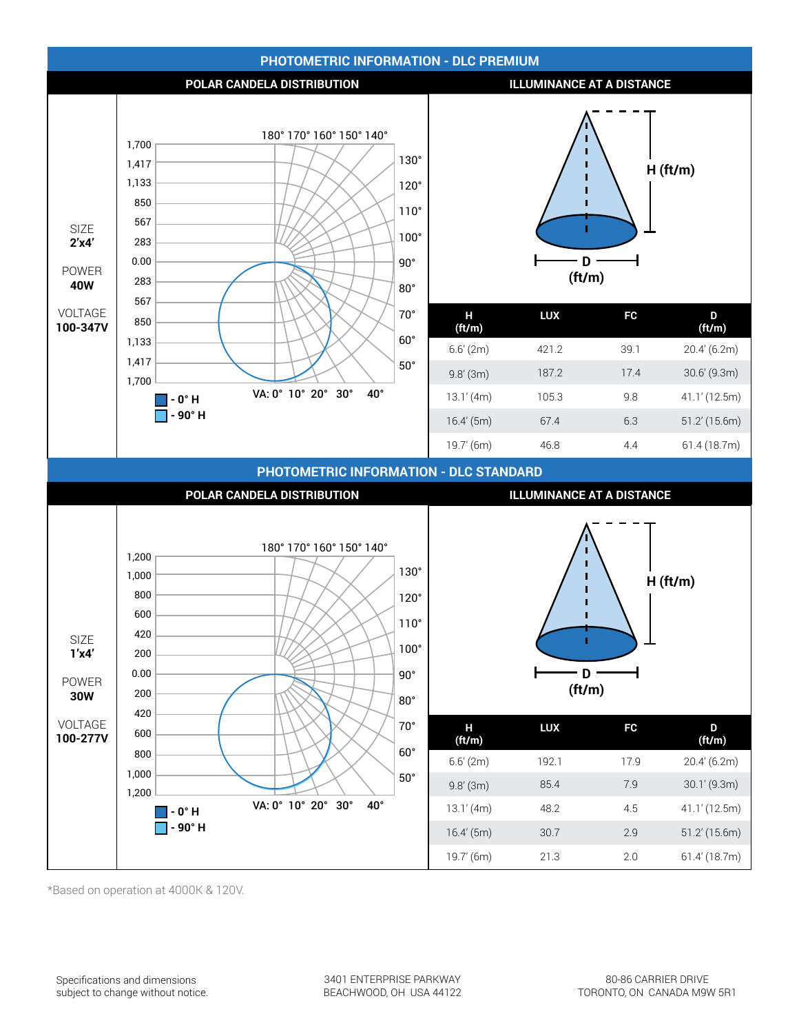## PHOTOMETRIC INFORMATION - DLC PREMIUM

### POLAR CANDELA DISTRIBUTION

SIZE
**2'x4'**

POWER
**40W**

VOLTAGE
**100-347V**

180° 170° 160° 150° 140°

1,700 / 1,417 / 1,133 / 850 / 567 / 283 / 0.00 / 283 / 567 / 850 / 1,133 / 1,417 / 1,700

130° 120° 110° 100° 90° 80° 70° 60° 50°

VA: 0° 10° 20° 30° 40°

- 0° H
- 90° H

### ILLUMINANCE AT A DISTANCE

H (ft/m)

D (ft/m)

| H (ft/m) | LUX | FC | D (ft/m) |
|---|---|---|---|
| 6.6' (2m) | 421.2 | 39.1 | 20.4' (6.2m) |
| 9.8' (3m) | 187.2 | 17.4 | 30.6' (9.3m) |
| 13.1' (4m) | 105.3 | 9.8 | 41.1' (12.5m) |
| 16.4' (5m) | 67.4 | 6.3 | 51.2' (15.6m) |
| 19.7' (6m) | 46.8 | 4.4 | 61.4 (18.7m) |

## PHOTOMETRIC INFORMATION - DLC STANDARD

### POLAR CANDELA DISTRIBUTION

SIZE
**1'x4'**

POWER
**30W**

VOLTAGE
**100-277V**

180° 170° 160° 150° 140°

1,200 / 1,000 / 800 / 600 / 420 / 200 / 0.00 / 200 / 420 / 600 / 800 / 1,000 / 1,200

130° 120° 110° 100° 90° 80° 70° 60° 50°

VA: 0° 10° 20° 30° 40°

- 0° H
- 90° H

### ILLUMINANCE AT A DISTANCE

H (ft/m)

D (ft/m)

| H (ft/m) | LUX | FC | D (ft/m) |
|---|---|---|---|
| 6.6' (2m) | 192.1 | 17.9 | 20.4' (6.2m) |
| 9.8' (3m) | 85.4 | 7.9 | 30.1' (9.3m) |
| 13.1' (4m) | 48.2 | 4.5 | 41.1' (12.5m) |
| 16.4' (5m) | 30.7 | 2.9 | 51.2' (15.6m) |
| 19.7' (6m) | 21.3 | 2.0 | 61.4' (18.7m) |

*Based on operation at 4000K & 120V.

Specifications and dimensions subject to change without notice.

3401 ENTERPRISE PARKWAY
BEACHWOOD, OH USA 44122

80-86 CARRIER DRIVE
TORONTO, ON CANADA M9W 5R1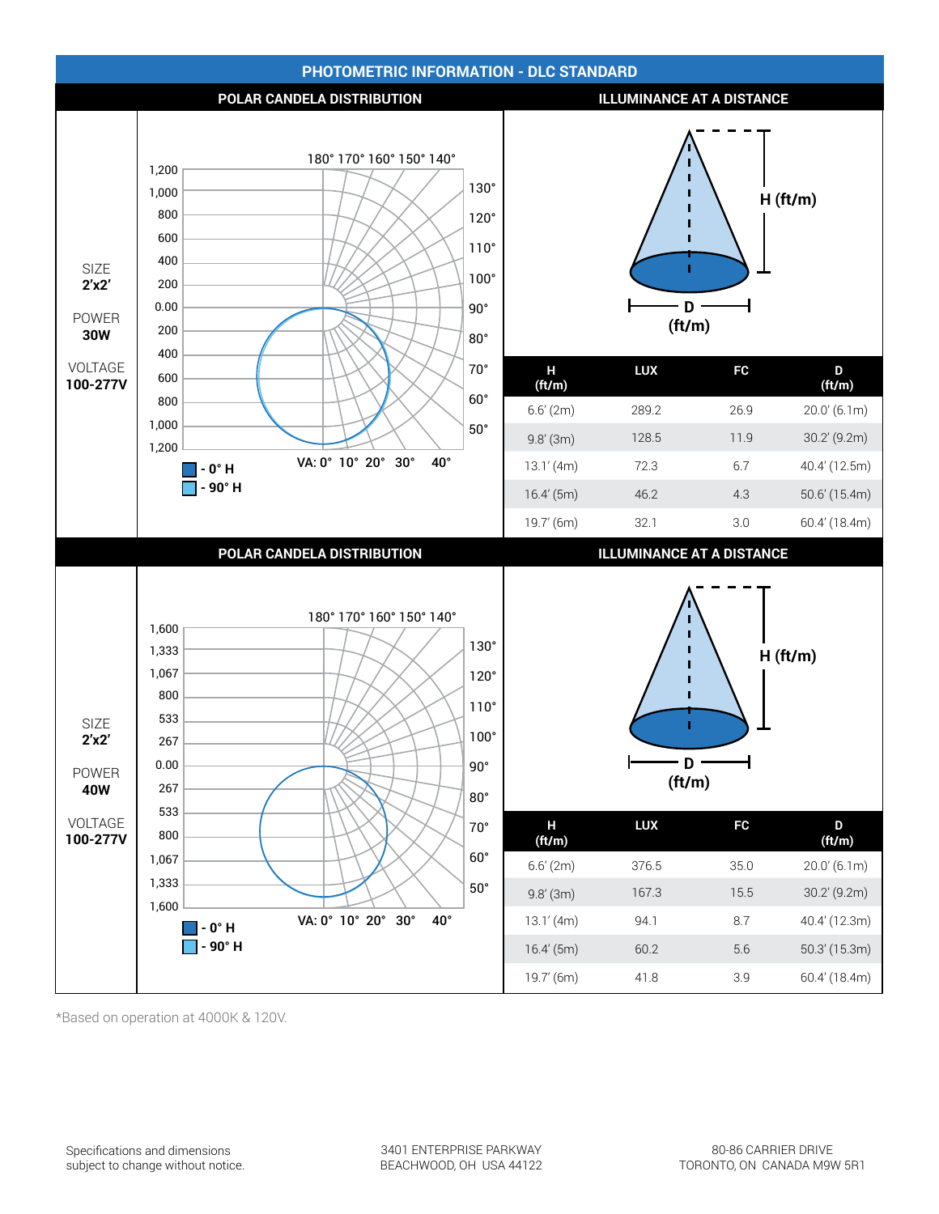# PHOTOMETRIC INFORMATION - DLC STANDARD

## POLAR CANDELA DISTRIBUTION / ILLUMINANCE AT A DISTANCE

SIZE **2'x2'**

POWER **30W**

VOLTAGE **100-277V**

- 0° H
- 90° H

| H (ft/m) | LUX | FC | D (ft/m) |
|---|---|---|---|
| 6.6' (2m) | 289.2 | 26.9 | 20.0' (6.1m) |
| 9.8' (3m) | 128.5 | 11.9 | 30.2' (9.2m) |
| 13.1' (4m) | 72.3 | 6.7 | 40.4' (12.5m) |
| 16.4' (5m) | 46.2 | 4.3 | 50.6' (15.4m) |
| 19.7' (6m) | 32.1 | 3.0 | 60.4' (18.4m) |

## POLAR CANDELA DISTRIBUTION / ILLUMINANCE AT A DISTANCE

SIZE **2'x2'**

POWER **40W**

VOLTAGE **100-277V**

- 0° H
- 90° H

| H (ft/m) | LUX | FC | D (ft/m) |
|---|---|---|---|
| 6.6' (2m) | 376.5 | 35.0 | 20.0' (6.1m) |
| 9.8' (3m) | 167.3 | 15.5 | 30.2' (9.2m) |
| 13.1' (4m) | 94.1 | 8.7 | 40.4' (12.3m) |
| 16.4' (5m) | 60.2 | 5.6 | 50.3' (15.3m) |
| 19.7' (6m) | 41.8 | 3.9 | 60.4' (18.4m) |

*Based on operation at 4000K & 120V.

Specifications and dimensions subject to change without notice.

3401 ENTERPRISE PARKWAY
BEACHWOOD, OH USA 44122

80-86 CARRIER DRIVE
TORONTO, ON CANADA M9W 5R1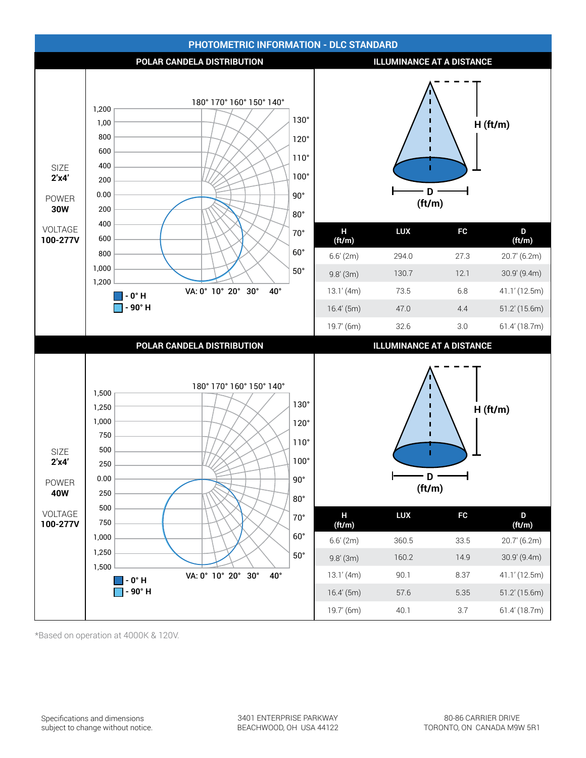## PHOTOMETRIC INFORMATION - DLC STANDARD

### POLAR CANDELA DISTRIBUTION

SIZE
**2'x4'**

POWER
**30W**

VOLTAGE
**100-277V**

180° 170° 160° 150° 140°
1,200
1,00
800
600
400
200
0.00
200
400
600
800
1,000
1,200
130°
120°
110°
100°
90°
80°
70°
60°
50°
VA: 0° 10° 20° 30° 40°
- 0° H
- 90° H

### ILLUMINANCE AT A DISTANCE

H (ft/m)
D (ft/m)

| H (ft/m) | LUX | FC | D (ft/m) |
|---|---|---|---|
| 6.6' (2m) | 294.0 | 27.3 | 20.7' (6.2m) |
| 9.8' (3m) | 130.7 | 12.1 | 30.9' (9.4m) |
| 13.1' (4m) | 73.5 | 6.8 | 41.1' (12.5m) |
| 16.4' (5m) | 47.0 | 4.4 | 51.2' (15.6m) |
| 19.7' (6m) | 32.6 | 3.0 | 61.4' (18.7m) |

### POLAR CANDELA DISTRIBUTION

SIZE
**2'x4'**

POWER
**40W**

VOLTAGE
**100-277V**

180° 170° 160° 150° 140°
1,500
1,250
1,000
750
500
250
0.00
250
500
750
1,000
1,250
1,500
130°
120°
110°
100°
90°
80°
70°
60°
50°
VA: 0° 10° 20° 30° 40°
- 0° H
- 90° H

### ILLUMINANCE AT A DISTANCE

H (ft/m)
D (ft/m)

| H (ft/m) | LUX | FC | D (ft/m) |
|---|---|---|---|
| 6.6' (2m) | 360.5 | 33.5 | 20.7' (6.2m) |
| 9.8' (3m) | 160.2 | 14.9 | 30.9' (9.4m) |
| 13.1' (4m) | 90.1 | 8.37 | 41.1' (12.5m) |
| 16.4' (5m) | 57.6 | 5.35 | 51.2' (15.6m) |
| 19.7' (6m) | 40.1 | 3.7 | 61.4' (18.7m) |

*Based on operation at 4000K & 120V.

Specifications and dimensions subject to change without notice.

3401 ENTERPRISE PARKWAY
BEACHWOOD, OH USA 44122

80-86 CARRIER DRIVE
TORONTO, ON CANADA M9W 5R1